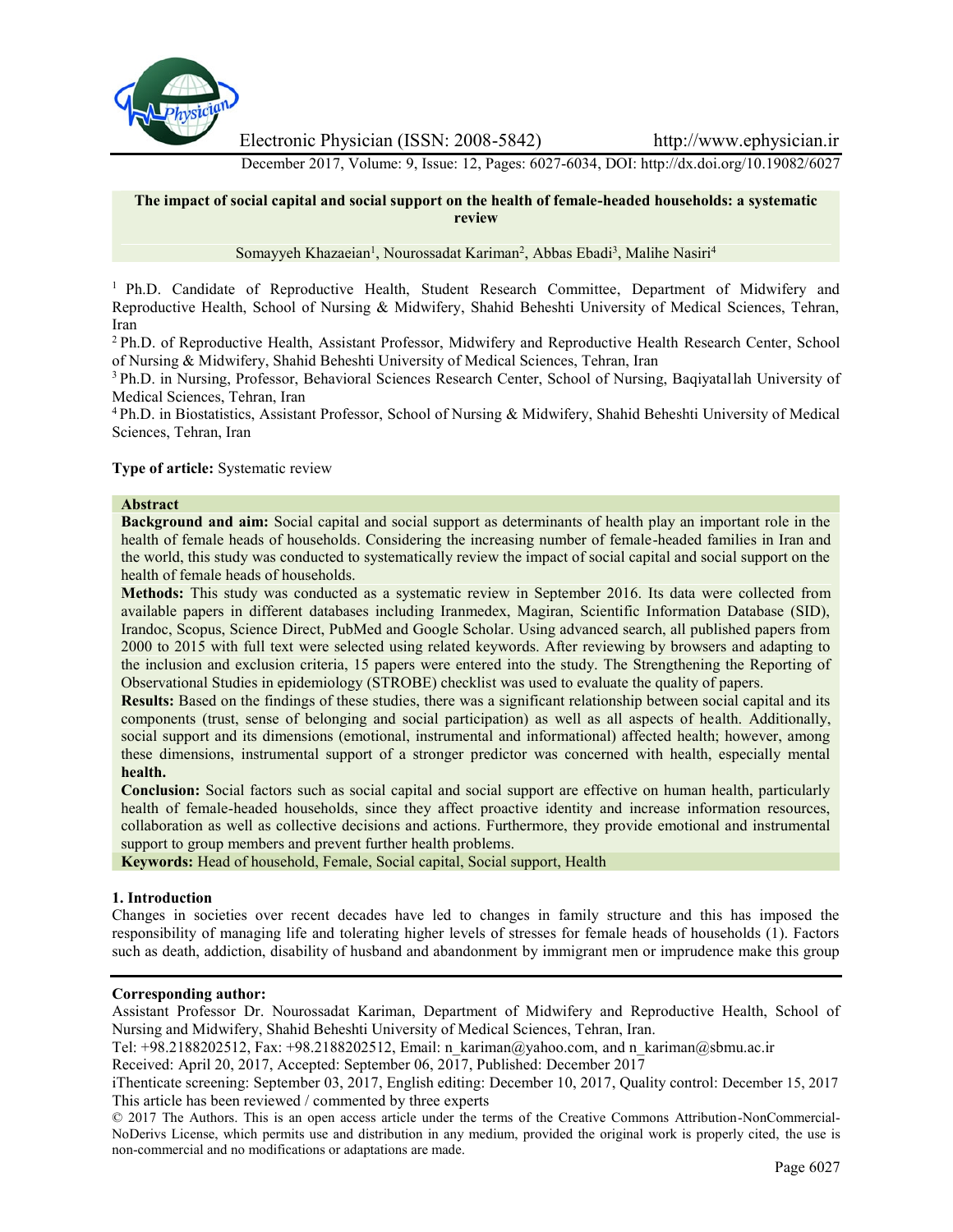# The impact of social capital and social support on the health of female-headed households: a systematic review

Somayyeh Khazaeian[1], Nourossadat Kariman[2], Abbas Ebadi[3], Malihe Nasiri[4]

[1] Ph.D. Candidate of Reproductive Health, Student Research Committee, Department of Midwifery and Reproductive Health, School of Nursing & Midwifery, Shahid Beheshti University of Medical Sciences, Tehran, Iran

[2] Ph.D. of Reproductive Health, Assistant Professor, Midwifery and Reproductive Health Research Center, School of Nursing & Midwifery, Shahid Beheshti University of Medical Sciences, Tehran, Iran

[3] Ph.D. in Nursing, Professor, Behavioral Sciences Research Center, School of Nursing, Baqiyatallah University of Medical Sciences, Tehran, Iran

[4] Ph.D. in Biostatistics, Assistant Professor, School of Nursing & Midwifery, Shahid Beheshti University of Medical Sciences, Tehran, Iran

**Type of article:** Systematic review

## Abstract

**Background and aim:** Social capital and social support as determinants of health play an important role in the health of female heads of households. Considering the increasing number of female-headed families in Iran and the world, this study was conducted to systematically review the impact of social capital and social support on the health of female heads of households.

**Methods:** This study was conducted as a systematic review in September 2016. Its data were collected from available papers in different databases including Iranmedex, Magiran, Scientific Information Database (SID), Irandoc, Scopus, Science Direct, PubMed and Google Scholar. Using advanced search, all published papers from 2000 to 2015 with full text were selected using related keywords. After reviewing by browsers and adapting to the inclusion and exclusion criteria, 15 papers were entered into the study. The Strengthening the Reporting of Observational Studies in epidemiology (STROBE) checklist was used to evaluate the quality of papers.

**Results:** Based on the findings of these studies, there was a significant relationship between social capital and its components (trust, sense of belonging and social participation) as well as all aspects of health. Additionally, social support and its dimensions (emotional, instrumental and informational) affected health; however, among these dimensions, instrumental support of a stronger predictor was concerned with health, especially mental **health.**

**Conclusion:** Social factors such as social capital and social support are effective on human health, particularly health of female-headed households, since they affect proactive identity and increase information resources, collaboration as well as collective decisions and actions. Furthermore, they provide emotional and instrumental support to group members and prevent further health problems.

**Keywords:** Head of household, Female, Social capital, Social support, Health

## 1. Introduction

Changes in societies over recent decades have led to changes in family structure and this has imposed the responsibility of managing life and tolerating higher levels of stresses for female heads of households (1). Factors such as death, addiction, disability of husband and abandonment by immigrant men or imprudence make this group

**Corresponding author:**

Assistant Professor Dr. Nourossadat Kariman, Department of Midwifery and Reproductive Health, School of Nursing and Midwifery, Shahid Beheshti University of Medical Sciences, Tehran, Iran.

Tel: +98.2188202512, Fax: +98.2188202512, Email: n_kariman@yahoo.com, and n_kariman@sbmu.ac.ir

Received: April 20, 2017, Accepted: September 06, 2017, Published: December 2017

iThenticate screening: September 03, 2017, English editing: December 10, 2017, Quality control: December 15, 2017

This article has been reviewed / commented by three experts

© 2017 The Authors. This is an open access article under the terms of the Creative Commons Attribution-NonCommercial-NoDerivs License, which permits use and distribution in any medium, provided the original work is properly cited, the use is non-commercial and no modifications or adaptations are made.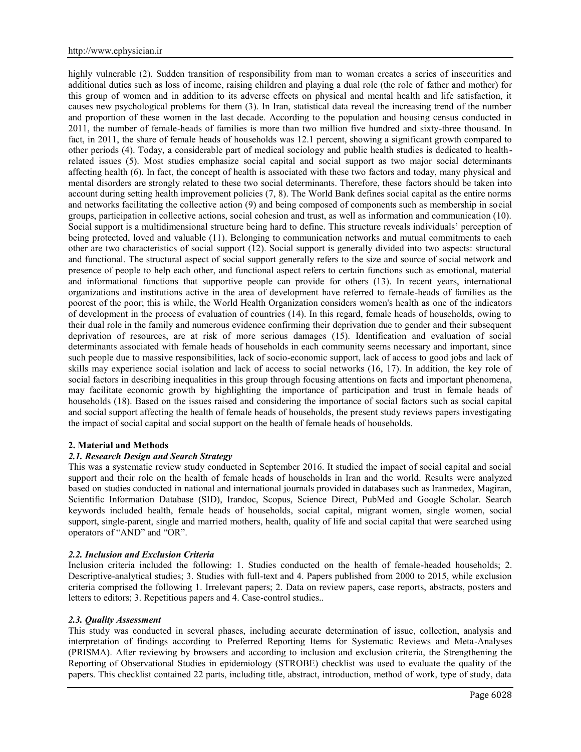highly vulnerable (2). Sudden transition of responsibility from man to woman creates a series of insecurities and additional duties such as loss of income, raising children and playing a dual role (the role of father and mother) for this group of women and in addition to its adverse effects on physical and mental health and life satisfaction, it causes new psychological problems for them (3). In Iran, statistical data reveal the increasing trend of the number and proportion of these women in the last decade. According to the population and housing census conducted in 2011, the number of female-heads of families is more than two million five hundred and sixty-three thousand. In fact, in 2011, the share of female heads of households was 12.1 percent, showing a significant growth compared to other periods (4). Today, a considerable part of medical sociology and public health studies is dedicated to health-related issues (5). Most studies emphasize social capital and social support as two major social determinants affecting health (6). In fact, the concept of health is associated with these two factors and today, many physical and mental disorders are strongly related to these two social determinants. Therefore, these factors should be taken into account during setting health improvement policies (7, 8). The World Bank defines social capital as the entire norms and networks facilitating the collective action (9) and being composed of components such as membership in social groups, participation in collective actions, social cohesion and trust, as well as information and communication (10). Social support is a multidimensional structure being hard to define. This structure reveals individuals' perception of being protected, loved and valuable (11). Belonging to communication networks and mutual commitments to each other are two characteristics of social support (12). Social support is generally divided into two aspects: structural and functional. The structural aspect of social support generally refers to the size and source of social network and presence of people to help each other, and functional aspect refers to certain functions such as emotional, material and informational functions that supportive people can provide for others (13). In recent years, international organizations and institutions active in the area of development have referred to female-heads of families as the poorest of the poor; this is while, the World Health Organization considers women's health as one of the indicators of development in the process of evaluation of countries (14). In this regard, female heads of households, owing to their dual role in the family and numerous evidence confirming their deprivation due to gender and their subsequent deprivation of resources, are at risk of more serious damages (15). Identification and evaluation of social determinants associated with female heads of households in each community seems necessary and important, since such people due to massive responsibilities, lack of socio-economic support, lack of access to good jobs and lack of skills may experience social isolation and lack of access to social networks (16, 17). In addition, the key role of social factors in describing inequalities in this group through focusing attentions on facts and important phenomena, may facilitate economic growth by highlighting the importance of participation and trust in female heads of households (18). Based on the issues raised and considering the importance of social factors such as social capital and social support affecting the health of female heads of households, the present study reviews papers investigating the impact of social capital and social support on the health of female heads of households.

## 2. Material and Methods

### *2.1. Research Design and Search Strategy*

This was a systematic review study conducted in September 2016. It studied the impact of social capital and social support and their role on the health of female heads of households in Iran and the world. Results were analyzed based on studies conducted in national and international journals provided in databases such as Iranmedex, Magiran, Scientific Information Database (SID), Irandoc, Scopus, Science Direct, PubMed and Google Scholar. Search keywords included health, female heads of households, social capital, migrant women, single women, social support, single-parent, single and married mothers, health, quality of life and social capital that were searched using operators of "AND" and "OR".

### *2.2. Inclusion and Exclusion Criteria*

Inclusion criteria included the following: 1. Studies conducted on the health of female-headed households; 2. Descriptive-analytical studies; 3. Studies with full-text and 4. Papers published from 2000 to 2015, while exclusion criteria comprised the following 1. Irrelevant papers; 2. Data on review papers, case reports, abstracts, posters and letters to editors; 3. Repetitious papers and 4. Case-control studies..

### *2.3. Quality Assessment*

This study was conducted in several phases, including accurate determination of issue, collection, analysis and interpretation of findings according to Preferred Reporting Items for Systematic Reviews and Meta-Analyses (PRISMA). After reviewing by browsers and according to inclusion and exclusion criteria, the Strengthening the Reporting of Observational Studies in epidemiology (STROBE) checklist was used to evaluate the quality of the papers. This checklist contained 22 parts, including title, abstract, introduction, method of work, type of study, data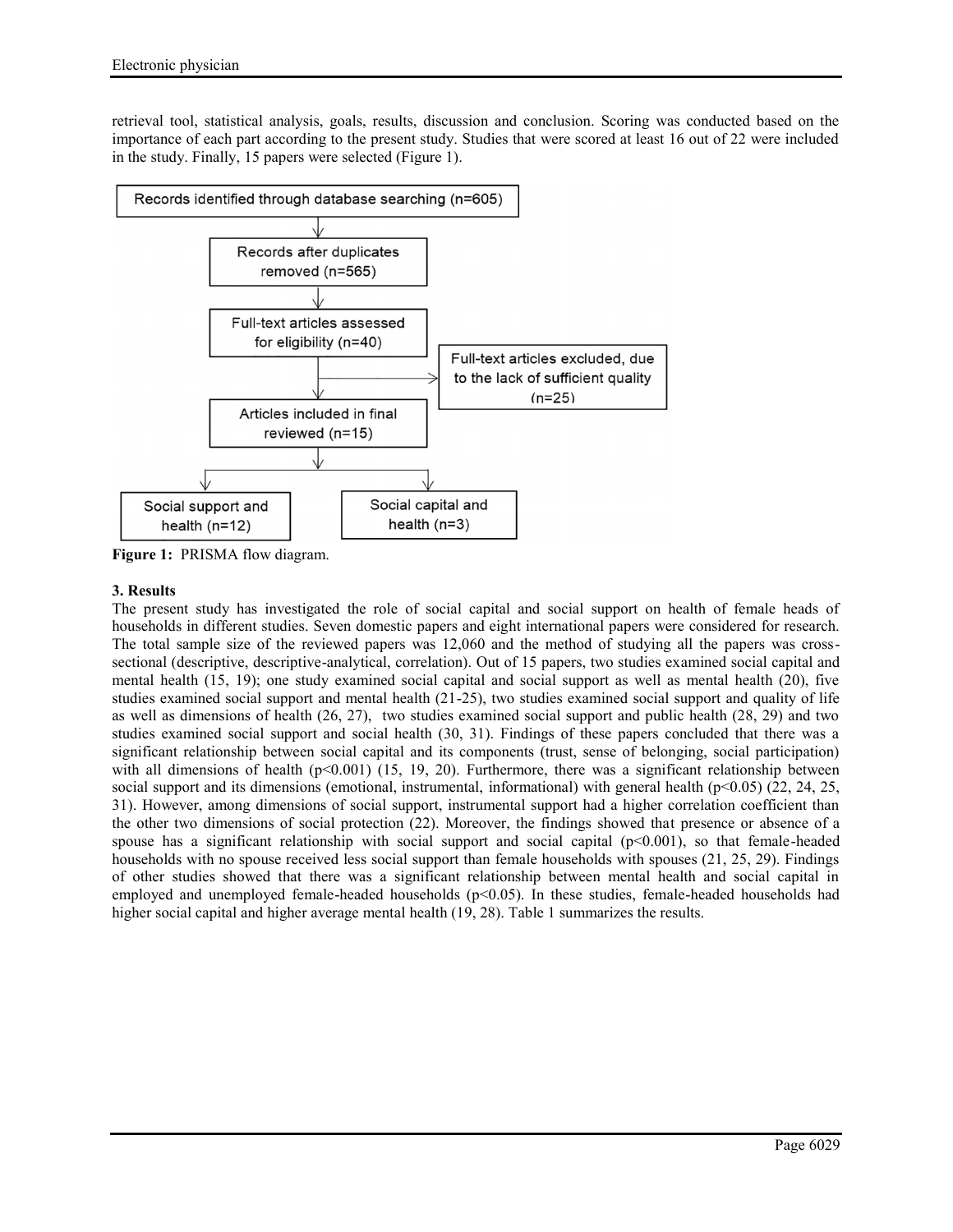retrieval tool, statistical analysis, goals, results, discussion and conclusion. Scoring was conducted based on the importance of each part according to the present study. Studies that were scored at least 16 out of 22 were included in the study. Finally, 15 papers were selected (Figure 1).

Records identified through database searching (n=605)

Records after duplicates removed (n=565)

Full-text articles assessed for eligibility (n=40)

Full-text articles excluded, due to the lack of sufficient quality (n=25)

Articles included in final reviewed (n=15)

Social support and health (n=12)

Social capital and health (n=3)

**Figure 1:** PRISMA flow diagram.

### 3. Results

The present study has investigated the role of social capital and social support on health of female heads of households in different studies. Seven domestic papers and eight international papers were considered for research. The total sample size of the reviewed papers was 12,060 and the method of studying all the papers was cross-sectional (descriptive, descriptive-analytical, correlation). Out of 15 papers, two studies examined social capital and mental health (15, 19); one study examined social capital and social support as well as mental health (20), five studies examined social support and mental health (21-25), two studies examined social support and quality of life as well as dimensions of health (26, 27), two studies examined social support and public health (28, 29) and two studies examined social support and social health (30, 31). Findings of these papers concluded that there was a significant relationship between social capital and its components (trust, sense of belonging, social participation) with all dimensions of health ($p<0.001$) (15, 19, 20). Furthermore, there was a significant relationship between social support and its dimensions (emotional, instrumental, informational) with general health ($p<0.05$) (22, 24, 25, 31). However, among dimensions of social support, instrumental support had a higher correlation coefficient than the other two dimensions of social protection (22). Moreover, the findings showed that presence or absence of a spouse has a significant relationship with social support and social capital ($p<0.001$), so that female-headed households with no spouse received less social support than female households with spouses (21, 25, 29). Findings of other studies showed that there was a significant relationship between mental health and social capital in employed and unemployed female-headed households ($p<0.05$). In these studies, female-headed households had higher social capital and higher average mental health (19, 28). Table 1 summarizes the results.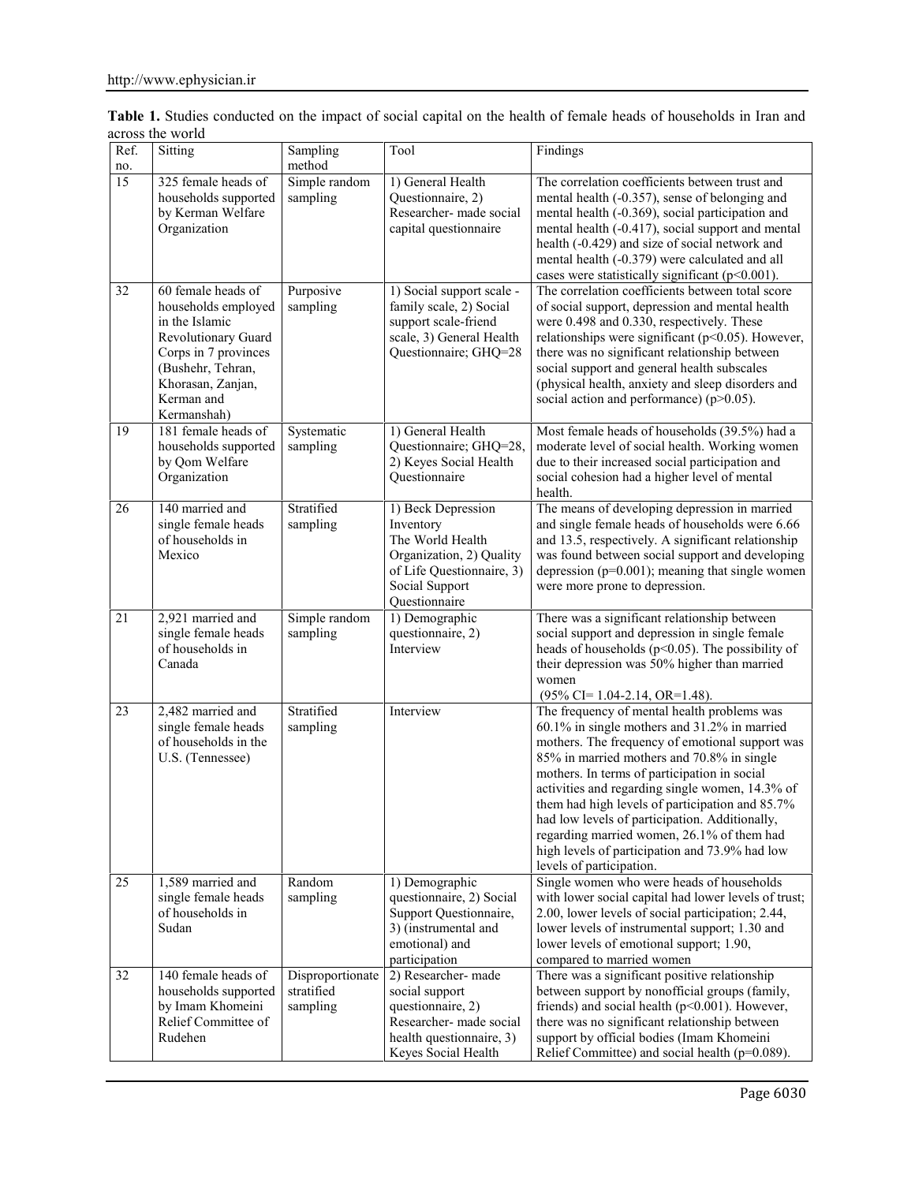**Table 1.** Studies conducted on the impact of social capital on the health of female heads of households in Iran and across the world

| Ref. no. | Sitting | Sampling method | Tool | Findings |
|---|---|---|---|---|
| 15 | 325 female heads of households supported by Kerman Welfare Organization | Simple random sampling | 1) General Health Questionnaire, 2) Researcher- made social capital questionnaire | The correlation coefficients between trust and mental health (-0.357), sense of belonging and mental health (-0.369), social participation and mental health (-0.417), social support and mental health (-0.429) and size of social network and mental health (-0.379) were calculated and all cases were statistically significant ($p<0.001$). |
| 32 | 60 female heads of households employed in the Islamic Revolutionary Guard Corps in 7 provinces (Bushehr, Tehran, Khorasan, Zanjan, Kerman and Kermanshah) | Purposive sampling | 1) Social support scale - family scale, 2) Social support scale-friend scale, 3) General Health Questionnaire; GHQ=28 | The correlation coefficients between total score of social support, depression and mental health were 0.498 and 0.330, respectively. These relationships were significant ($p<0.05$). However, there was no significant relationship between social support and general health subscales (physical health, anxiety and sleep disorders and social action and performance) ($p>0.05$). |
| 19 | 181 female heads of households supported by Qom Welfare Organization | Systematic sampling | 1) General Health Questionnaire; GHQ=28, 2) Keyes Social Health Questionnaire | Most female heads of households (39.5%) had a moderate level of social health. Working women due to their increased social participation and social cohesion had a higher level of mental health. |
| 26 | 140 married and single female heads of households in Mexico | Stratified sampling | 1) Beck Depression Inventory The World Health Organization, 2) Quality of Life Questionnaire, 3) Social Support Questionnaire | The means of developing depression in married and single female heads of households were 6.66 and 13.5, respectively. A significant relationship was found between social support and developing depression ($p=0.001$); meaning that single women were more prone to depression. |
| 21 | 2,921 married and single female heads of households in Canada | Simple random sampling | 1) Demographic questionnaire, 2) Interview | There was a significant relationship between social support and depression in single female heads of households ($p<0.05$). The possibility of their depression was 50% higher than married women (95% CI= 1.04-2.14, OR=1.48). |
| 23 | 2,482 married and single female heads of households in the U.S. (Tennessee) | Stratified sampling | Interview | The frequency of mental health problems was 60.1% in single mothers and 31.2% in married mothers. The frequency of emotional support was 85% in married mothers and 70.8% in single mothers. In terms of participation in social activities and regarding single women, 14.3% of them had high levels of participation and 85.7% had low levels of participation. Additionally, regarding married women, 26.1% of them had high levels of participation and 73.9% had low levels of participation. |
| 25 | 1,589 married and single female heads of households in Sudan | Random sampling | 1) Demographic questionnaire, 2) Social Support Questionnaire, 3) (instrumental and emotional) and participation | Single women who were heads of households with lower social capital had lower levels of trust; 2.00, lower levels of social participation; 2.44, lower levels of instrumental support; 1.30 and lower levels of emotional support; 1.90, compared to married women |
| 32 | 140 female heads of households supported by Imam Khomeini Relief Committee of Rudehen | Disproportionate stratified sampling | 2) Researcher- made social support questionnaire, 2) Researcher- made social health questionnaire, 3) Keyes Social Health | There was a significant positive relationship between support by nonofficial groups (family, friends) and social health ($p<0.001$). However, there was no significant relationship between support by official bodies (Imam Khomeini Relief Committee) and social health ($p=0.089$). |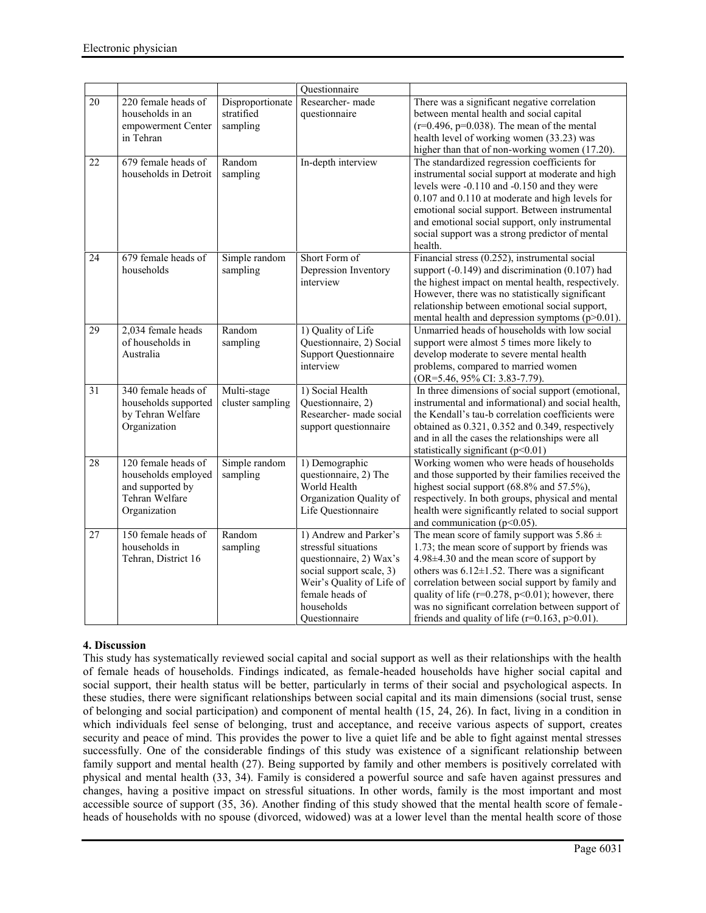| | | | Questionnaire | |
|---|---|---|---|---|
| 20 | 220 female heads of households in an empowerment Center in Tehran | Disproportionate stratified sampling | Researcher- made questionnaire | There was a significant negative correlation between mental health and social capital ($r=0.496$, $p=0.038$). The mean of the mental health level of working women (33.23) was higher than that of non-working women (17.20). |
| 22 | 679 female heads of households in Detroit | Random sampling | In-depth interview | The standardized regression coefficients for instrumental social support at moderate and high levels were -0.110 and -0.150 and they were 0.107 and 0.110 at moderate and high levels for emotional social support. Between instrumental and emotional social support, only instrumental social support was a strong predictor of mental health. |
| 24 | 679 female heads of households | Simple random sampling | Short Form of Depression Inventory interview | Financial stress (0.252), instrumental social support (-0.149) and discrimination (0.107) had the highest impact on mental health, respectively. However, there was no statistically significant relationship between emotional social support, mental health and depression symptoms ($p>0.01$). |
| 29 | 2,034 female heads of households in Australia | Random sampling | 1) Quality of Life Questionnaire, 2) Social Support Questionnaire interview | Unmarried heads of households with low social support were almost 5 times more likely to develop moderate to severe mental health problems, compared to married women (OR=5.46, 95% CI: 3.83-7.79). |
| 31 | 340 female heads of households supported by Tehran Welfare Organization | Multi-stage cluster sampling | 1) Social Health Questionnaire, 2) Researcher- made social support questionnaire | In three dimensions of social support (emotional, instrumental and informational) and social health, the Kendall's tau-b correlation coefficients were obtained as 0.321, 0.352 and 0.349, respectively and in all the cases the relationships were all statistically significant ($p<0.01$) |
| 28 | 120 female heads of households employed and supported by Tehran Welfare Organization | Simple random sampling | 1) Demographic questionnaire, 2) The World Health Organization Quality of Life Questionnaire | Working women who were heads of households and those supported by their families received the highest social support (68.8% and 57.5%), respectively. In both groups, physical and mental health were significantly related to social support and communication ($p<0.05$). |
| 27 | 150 female heads of households in Tehran, District 16 | Random sampling | 1) Andrew and Parker's stressful situations questionnaire, 2) Wax's social support scale, 3) Weir's Quality of Life of female heads of households Questionnaire | The mean score of family support was $5.86 \pm 1.73$; the mean score of support by friends was $4.98\pm4.30$ and the mean score of support by others was $6.12\pm1.52$. There was a significant correlation between social support by family and quality of life ($r=0.278$, $p<0.01$); however, there was no significant correlation between support of friends and quality of life ($r=0.163$, $p>0.01$). |

## 4. Discussion

This study has systematically reviewed social capital and social support as well as their relationships with the health of female heads of households. Findings indicated, as female-headed households have higher social capital and social support, their health status will be better, particularly in terms of their social and psychological aspects. In these studies, there were significant relationships between social capital and its main dimensions (social trust, sense of belonging and social participation) and component of mental health (15, 24, 26). In fact, living in a condition in which individuals feel sense of belonging, trust and acceptance, and receive various aspects of support, creates security and peace of mind. This provides the power to live a quiet life and be able to fight against mental stresses successfully. One of the considerable findings of this study was existence of a significant relationship between family support and mental health (27). Being supported by family and other members is positively correlated with physical and mental health (33, 34). Family is considered a powerful source and safe haven against pressures and changes, having a positive impact on stressful situations. In other words, family is the most important and most accessible source of support (35, 36). Another finding of this study showed that the mental health score of female-heads of households with no spouse (divorced, widowed) was at a lower level than the mental health score of those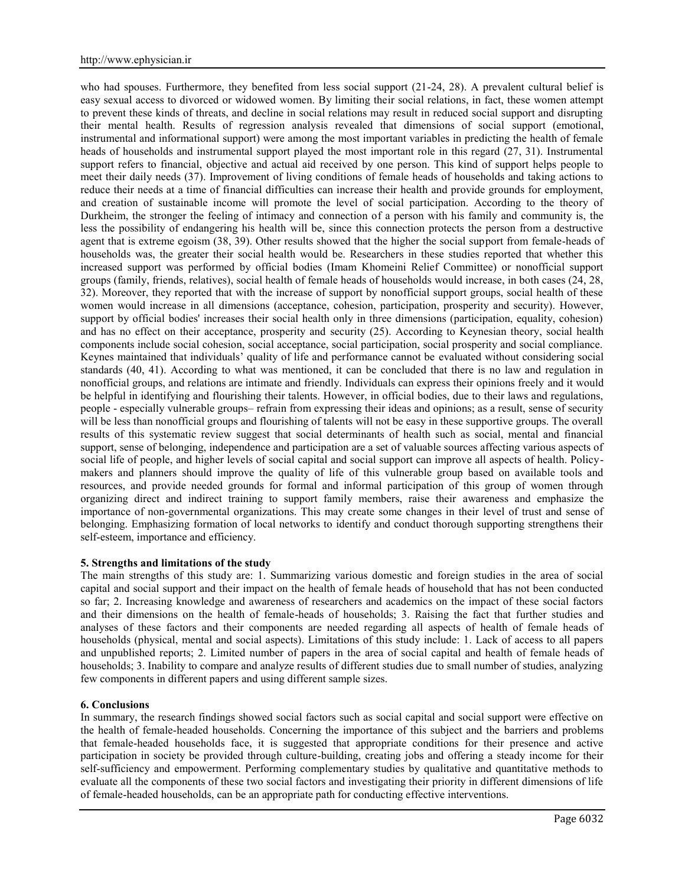who had spouses. Furthermore, they benefited from less social support (21-24, 28). A prevalent cultural belief is easy sexual access to divorced or widowed women. By limiting their social relations, in fact, these women attempt to prevent these kinds of threats, and decline in social relations may result in reduced social support and disrupting their mental health. Results of regression analysis revealed that dimensions of social support (emotional, instrumental and informational support) were among the most important variables in predicting the health of female heads of households and instrumental support played the most important role in this regard (27, 31). Instrumental support refers to financial, objective and actual aid received by one person. This kind of support helps people to meet their daily needs (37). Improvement of living conditions of female heads of households and taking actions to reduce their needs at a time of financial difficulties can increase their health and provide grounds for employment, and creation of sustainable income will promote the level of social participation. According to the theory of Durkheim, the stronger the feeling of intimacy and connection of a person with his family and community is, the less the possibility of endangering his health will be, since this connection protects the person from a destructive agent that is extreme egoism (38, 39). Other results showed that the higher the social support from female-heads of households was, the greater their social health would be. Researchers in these studies reported that whether this increased support was performed by official bodies (Imam Khomeini Relief Committee) or nonofficial support groups (family, friends, relatives), social health of female heads of households would increase, in both cases (24, 28, 32). Moreover, they reported that with the increase of support by nonofficial support groups, social health of these women would increase in all dimensions (acceptance, cohesion, participation, prosperity and security). However, support by official bodies' increases their social health only in three dimensions (participation, equality, cohesion) and has no effect on their acceptance, prosperity and security (25). According to Keynesian theory, social health components include social cohesion, social acceptance, social participation, social prosperity and social compliance. Keynes maintained that individuals' quality of life and performance cannot be evaluated without considering social standards (40, 41). According to what was mentioned, it can be concluded that there is no law and regulation in nonofficial groups, and relations are intimate and friendly. Individuals can express their opinions freely and it would be helpful in identifying and flourishing their talents. However, in official bodies, due to their laws and regulations, people - especially vulnerable groups– refrain from expressing their ideas and opinions; as a result, sense of security will be less than nonofficial groups and flourishing of talents will not be easy in these supportive groups. The overall results of this systematic review suggest that social determinants of health such as social, mental and financial support, sense of belonging, independence and participation are a set of valuable sources affecting various aspects of social life of people, and higher levels of social capital and social support can improve all aspects of health. Policy-makers and planners should improve the quality of life of this vulnerable group based on available tools and resources, and provide needed grounds for formal and informal participation of this group of women through organizing direct and indirect training to support family members, raise their awareness and emphasize the importance of non-governmental organizations. This may create some changes in their level of trust and sense of belonging. Emphasizing formation of local networks to identify and conduct thorough supporting strengthens their self-esteem, importance and efficiency.

## 5. Strengths and limitations of the study

The main strengths of this study are: 1. Summarizing various domestic and foreign studies in the area of social capital and social support and their impact on the health of female heads of household that has not been conducted so far; 2. Increasing knowledge and awareness of researchers and academics on the impact of these social factors and their dimensions on the health of female-heads of households; 3. Raising the fact that further studies and analyses of these factors and their components are needed regarding all aspects of health of female heads of households (physical, mental and social aspects). Limitations of this study include: 1. Lack of access to all papers and unpublished reports; 2. Limited number of papers in the area of social capital and health of female heads of households; 3. Inability to compare and analyze results of different studies due to small number of studies, analyzing few components in different papers and using different sample sizes.

## 6. Conclusions

In summary, the research findings showed social factors such as social capital and social support were effective on the health of female-headed households. Concerning the importance of this subject and the barriers and problems that female-headed households face, it is suggested that appropriate conditions for their presence and active participation in society be provided through culture-building, creating jobs and offering a steady income for their self-sufficiency and empowerment. Performing complementary studies by qualitative and quantitative methods to evaluate all the components of these two social factors and investigating their priority in different dimensions of life of female-headed households, can be an appropriate path for conducting effective interventions.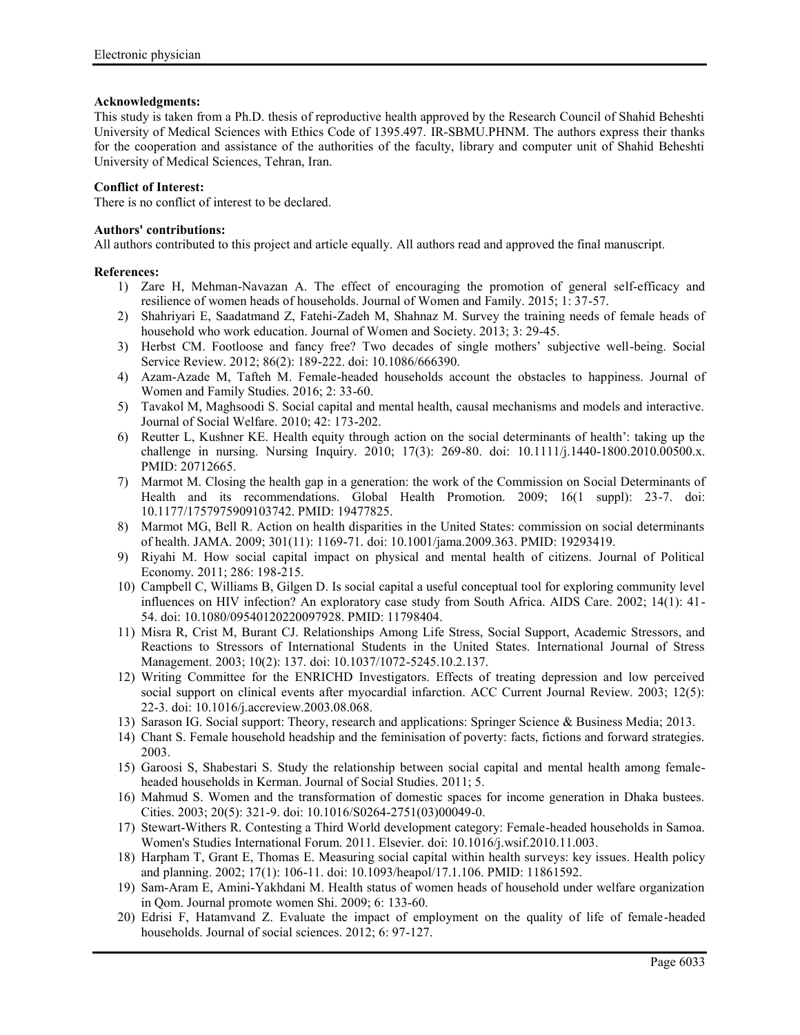**Acknowledgments:**

This study is taken from a Ph.D. thesis of reproductive health approved by the Research Council of Shahid Beheshti University of Medical Sciences with Ethics Code of 1395.497. IR-SBMU.PHNM. The authors express their thanks for the cooperation and assistance of the authorities of the faculty, library and computer unit of Shahid Beheshti University of Medical Sciences, Tehran, Iran.

**Conflict of Interest:**

There is no conflict of interest to be declared.

**Authors' contributions:**

All authors contributed to this project and article equally. All authors read and approved the final manuscript.

**References:**

1) Zare H, Mehman-Navazan A. The effect of encouraging the promotion of general self-efficacy and resilience of women heads of households. Journal of Women and Family. 2015; 1: 37-57.
2) Shahriyari E, Saadatmand Z, Fatehi-Zadeh M, Shahnaz M. Survey the training needs of female heads of household who work education. Journal of Women and Society. 2013; 3: 29-45.
3) Herbst CM. Footloose and fancy free? Two decades of single mothers' subjective well-being. Social Service Review. 2012; 86(2): 189-222. doi: 10.1086/666390.
4) Azam-Azade M, Tafteh M. Female-headed households account the obstacles to happiness. Journal of Women and Family Studies. 2016; 2: 33-60.
5) Tavakol M, Maghsoodi S. Social capital and mental health, causal mechanisms and models and interactive. Journal of Social Welfare. 2010; 42: 173-202.
6) Reutter L, Kushner KE. Health equity through action on the social determinants of health': taking up the challenge in nursing. Nursing Inquiry. 2010; 17(3): 269-80. doi: 10.1111/j.1440-1800.2010.00500.x. PMID: 20712665.
7) Marmot M. Closing the health gap in a generation: the work of the Commission on Social Determinants of Health and its recommendations. Global Health Promotion. 2009; 16(1 suppl): 23-7. doi: 10.1177/1757975909103742. PMID: 19477825.
8) Marmot MG, Bell R. Action on health disparities in the United States: commission on social determinants of health. JAMA. 2009; 301(11): 1169-71. doi: 10.1001/jama.2009.363. PMID: 19293419.
9) Riyahi M. How social capital impact on physical and mental health of citizens. Journal of Political Economy. 2011; 286: 198-215.
10) Campbell C, Williams B, Gilgen D. Is social capital a useful conceptual tool for exploring community level influences on HIV infection? An exploratory case study from South Africa. AIDS Care. 2002; 14(1): 41-54. doi: 10.1080/09540120220097928. PMID: 11798404.
11) Misra R, Crist M, Burant CJ. Relationships Among Life Stress, Social Support, Academic Stressors, and Reactions to Stressors of International Students in the United States. International Journal of Stress Management. 2003; 10(2): 137. doi: 10.1037/1072-5245.10.2.137.
12) Writing Committee for the ENRICHD Investigators. Effects of treating depression and low perceived social support on clinical events after myocardial infarction. ACC Current Journal Review. 2003; 12(5): 22-3. doi: 10.1016/j.accreview.2003.08.068.
13) Sarason IG. Social support: Theory, research and applications: Springer Science & Business Media; 2013.
14) Chant S. Female household headship and the feminisation of poverty: facts, fictions and forward strategies. 2003.
15) Garoosi S, Shabestari S. Study the relationship between social capital and mental health among female-headed households in Kerman. Journal of Social Studies. 2011; 5.
16) Mahmud S. Women and the transformation of domestic spaces for income generation in Dhaka bustees. Cities. 2003; 20(5): 321-9. doi: 10.1016/S0264-2751(03)00049-0.
17) Stewart-Withers R. Contesting a Third World development category: Female-headed households in Samoa. Women's Studies International Forum. 2011. Elsevier. doi: 10.1016/j.wsif.2010.11.003.
18) Harpham T, Grant E, Thomas E. Measuring social capital within health surveys: key issues. Health policy and planning. 2002; 17(1): 106-11. doi: 10.1093/heapol/17.1.106. PMID: 11861592.
19) Sam-Aram E, Amini-Yakhdani M. Health status of women heads of household under welfare organization in Qom. Journal promote women Shi. 2009; 6: 133-60.
20) Edrisi F, Hatamvand Z. Evaluate the impact of employment on the quality of life of female-headed households. Journal of social sciences. 2012; 6: 97-127.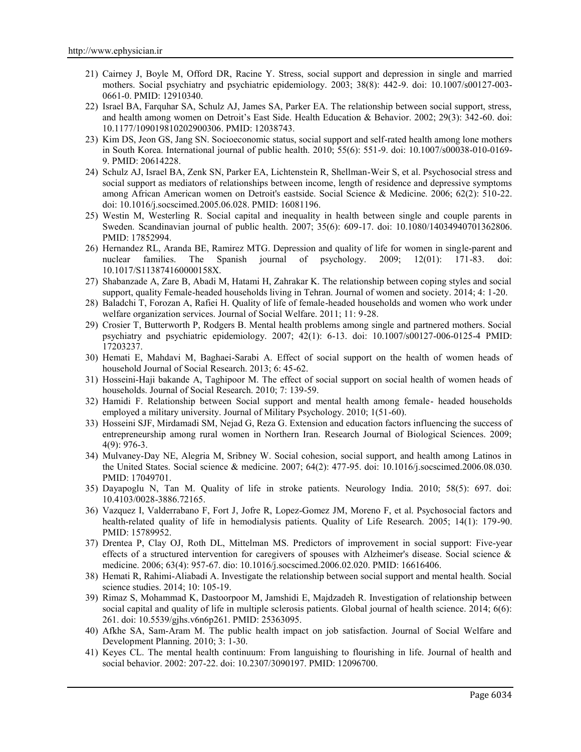21) Cairney J, Boyle M, Offord DR, Racine Y. Stress, social support and depression in single and married mothers. Social psychiatry and psychiatric epidemiology. 2003; 38(8): 442-9. doi: 10.1007/s00127-003-0661-0. PMID: 12910340.
22) Israel BA, Farquhar SA, Schulz AJ, James SA, Parker EA. The relationship between social support, stress, and health among women on Detroit's East Side. Health Education & Behavior. 2002; 29(3): 342-60. doi: 10.1177/109019810202900306. PMID: 12038743.
23) Kim DS, Jeon GS, Jang SN. Socioeconomic status, social support and self-rated health among lone mothers in South Korea. International journal of public health. 2010; 55(6): 551-9. doi: 10.1007/s00038-010-0169-9. PMID: 20614228.
24) Schulz AJ, Israel BA, Zenk SN, Parker EA, Lichtenstein R, Shellman-Weir S, et al. Psychosocial stress and social support as mediators of relationships between income, length of residence and depressive symptoms among African American women on Detroit's eastside. Social Science & Medicine. 2006; 62(2): 510-22. doi: 10.1016/j.socscimed.2005.06.028. PMID: 16081196.
25) Westin M, Westerling R. Social capital and inequality in health between single and couple parents in Sweden. Scandinavian journal of public health. 2007; 35(6): 609-17. doi: 10.1080/14034940701362806. PMID: 17852994.
26) Hernandez RL, Aranda BE, Ramirez MTG. Depression and quality of life for women in single-parent and nuclear families. The Spanish journal of psychology. 2009; 12(01): 171-83. doi: 10.1017/S113874160000158X.
27) Shabanzade A, Zare B, Abadi M, Hatami H, Zahrakar K. The relationship between coping styles and social support, quality Female-headed households living in Tehran. Journal of women and society. 2014; 4: 1-20.
28) Baladchi T, Forozan A, Rafiei H. Quality of life of female-headed households and women who work under welfare organization services. Journal of Social Welfare. 2011; 11: 9-28.
29) Crosier T, Butterworth P, Rodgers B. Mental health problems among single and partnered mothers. Social psychiatry and psychiatric epidemiology. 2007; 42(1): 6-13. doi: 10.1007/s00127-006-0125-4 PMID: 17203237.
30) Hemati E, Mahdavi M, Baghaei-Sarabi A. Effect of social support on the health of women heads of household Journal of Social Research. 2013; 6: 45-62.
31) Hosseini-Haji bakande A, Taghipoor M. The effect of social support on social health of women heads of households. Journal of Social Research. 2010; 7: 139-59.
32) Hamidi F. Relationship between Social support and mental health among female- headed households employed a military university. Journal of Military Psychology. 2010; 1(51-60).
33) Hosseini SJF, Mirdamadi SM, Nejad G, Reza G. Extension and education factors influencing the success of entrepreneurship among rural women in Northern Iran. Research Journal of Biological Sciences. 2009; 4(9): 976-3.
34) Mulvaney-Day NE, Alegria M, Sribney W. Social cohesion, social support, and health among Latinos in the United States. Social science & medicine. 2007; 64(2): 477-95. doi: 10.1016/j.socscimed.2006.08.030. PMID: 17049701.
35) Dayapoglu N, Tan M. Quality of life in stroke patients. Neurology India. 2010; 58(5): 697. doi: 10.4103/0028-3886.72165.
36) Vazquez I, Valderrabano F, Fort J, Jofre R, Lopez-Gomez JM, Moreno F, et al. Psychosocial factors and health-related quality of life in hemodialysis patients. Quality of Life Research. 2005; 14(1): 179-90. PMID: 15789952.
37) Drentea P, Clay OJ, Roth DL, Mittelman MS. Predictors of improvement in social support: Five-year effects of a structured intervention for caregivers of spouses with Alzheimer's disease. Social science & medicine. 2006; 63(4): 957-67. dio: 10.1016/j.socscimed.2006.02.020. PMID: 16616406.
38) Hemati R, Rahimi-Aliabadi A. Investigate the relationship between social support and mental health. Social science studies. 2014; 10: 105-19.
39) Rimaz S, Mohammad K, Dastoorpoor M, Jamshidi E, Majdzadeh R. Investigation of relationship between social capital and quality of life in multiple sclerosis patients. Global journal of health science. 2014; 6(6): 261. doi: 10.5539/gjhs.v6n6p261. PMID: 25363095.
40) Afkhe SA, Sam-Aram M. The public health impact on job satisfaction. Journal of Social Welfare and Development Planning. 2010; 3: 1-30.
41) Keyes CL. The mental health continuum: From languishing to flourishing in life. Journal of health and social behavior. 2002: 207-22. doi: 10.2307/3090197. PMID: 12096700.